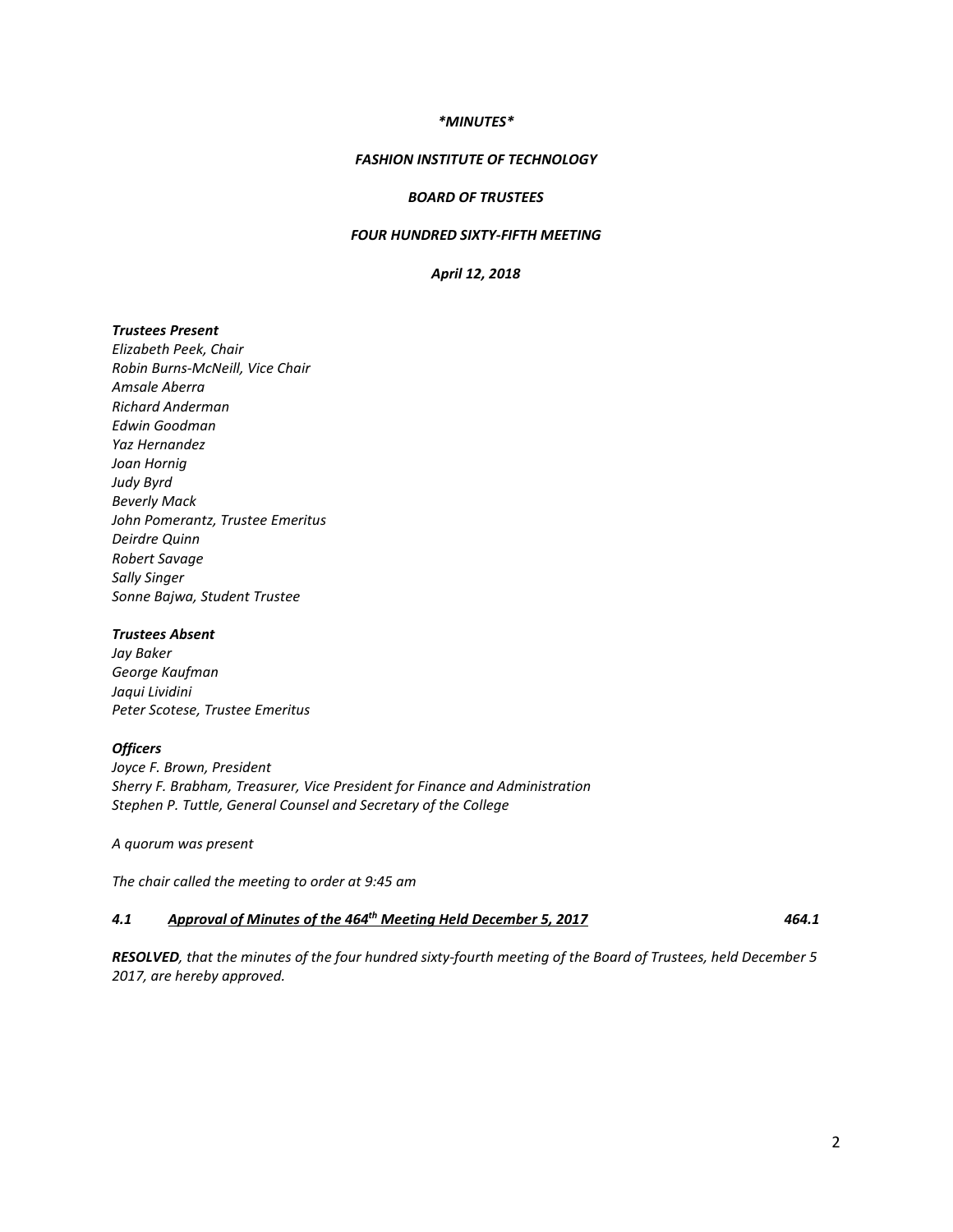*\*MINUTES\**

***FASHION INSTITUTE OF TECHNOLOGY***

***BOARD OF TRUSTEES***

***FOUR HUNDRED SIXTY-FIFTH MEETING***

***April 12, 2018***

***Trustees Present***
*Elizabeth Peek, Chair*
*Robin Burns-McNeill, Vice Chair*
*Amsale Aberra*
*Richard Anderman*
*Edwin Goodman*
*Yaz Hernandez*
*Joan Hornig*
*Judy Byrd*
*Beverly Mack*
*John Pomerantz, Trustee Emeritus*
*Deirdre Quinn*
*Robert Savage*
*Sally Singer*
*Sonne Bajwa, Student Trustee*

***Trustees Absent***
*Jay Baker*
*George Kaufman*
*Jaqui Lividini*
*Peter Scotese, Trustee Emeritus*

***Officers***
*Joyce F. Brown, President*
*Sherry F. Brabham, Treasurer, Vice President for Finance and Administration*
*Stephen P. Tuttle, General Counsel and Secretary of the College*

*A quorum was present*

*The chair called the meeting to order at 9:45 am*

***4.1 Approval of Minutes of the 464th Meeting Held December 5, 2017*** ***464.1***

***RESOLVED**, that the minutes of the four hundred sixty-fourth meeting of the Board of Trustees, held December 5 2017, are hereby approved.*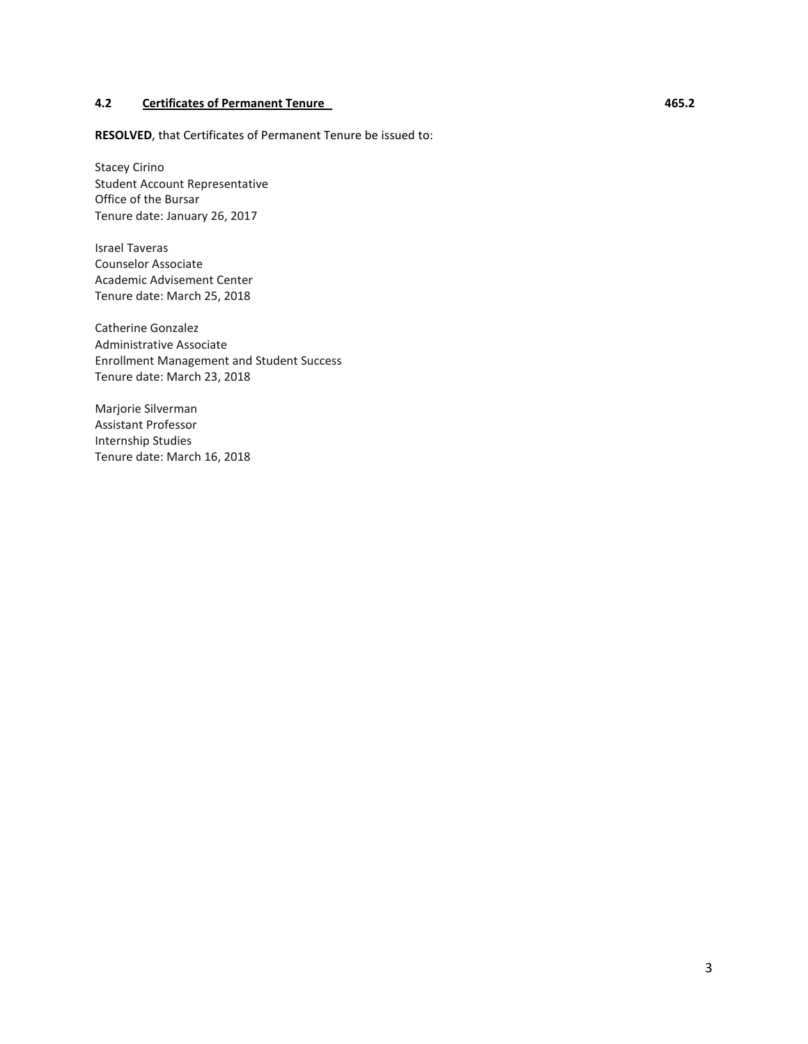### 4.2 Certificates of Permanent Tenure 465.2

**RESOLVED**, that Certificates of Permanent Tenure be issued to:

Stacey Cirino
Student Account Representative
Office of the Bursar
Tenure date: January 26, 2017

Israel Taveras
Counselor Associate
Academic Advisement Center
Tenure date: March 25, 2018

Catherine Gonzalez
Administrative Associate
Enrollment Management and Student Success
Tenure date: March 23, 2018

Marjorie Silverman
Assistant Professor
Internship Studies
Tenure date: March 16, 2018